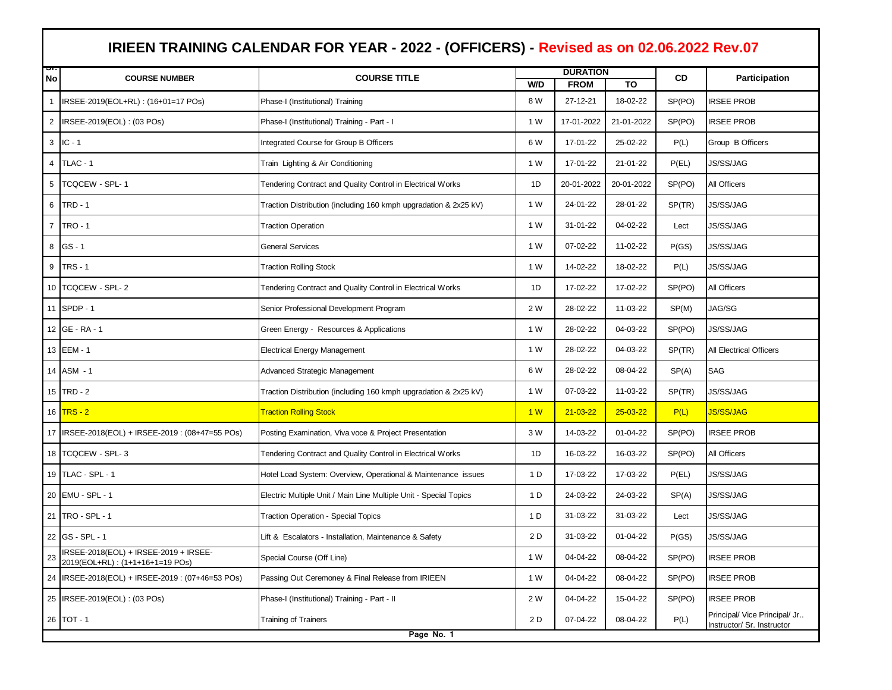# IRIEEN TRAINING CALENDAR FOR YEAR - 2022 - (OFFICERS) - Revised as on 02.06.2022 Rev.07

| Sr. No | COURSE NUMBER | COURSE TITLE | DURATION | | | CD | Participation |
|---|---|---|---|---|---|---|---|
| | | | W/D | FROM | TO | | |
| 1 | IRSEE-2019(EOL+RL) : (16+01=17 POs) | Phase-I (Institutional) Training | 8 W | 27-12-21 | 18-02-22 | SP(PO) | IRSEE PROB |
| 2 | IRSEE-2019(EOL) : (03 POs) | Phase-I (Institutional) Training - Part - I | 1 W | 17-01-2022 | 21-01-2022 | SP(PO) | IRSEE PROB |
| 3 | IC - 1 | Integrated Course for Group B Officers | 6 W | 17-01-22 | 25-02-22 | P(L) | Group B Officers |
| 4 | TLAC - 1 | Train Lighting & Air Conditioning | 1 W | 17-01-22 | 21-01-22 | P(EL) | JS/SS/JAG |
| 5 | TCQCEW - SPL- 1 | Tendering Contract and Quality Control in Electrical Works | 1D | 20-01-2022 | 20-01-2022 | SP(PO) | All Officers |
| 6 | TRD - 1 | Traction Distribution (including 160 kmph upgradation & 2x25 kV) | 1 W | 24-01-22 | 28-01-22 | SP(TR) | JS/SS/JAG |
| 7 | TRO - 1 | Traction Operation | 1 W | 31-01-22 | 04-02-22 | Lect | JS/SS/JAG |
| 8 | GS - 1 | General Services | 1 W | 07-02-22 | 11-02-22 | P(GS) | JS/SS/JAG |
| 9 | TRS - 1 | Traction Rolling Stock | 1 W | 14-02-22 | 18-02-22 | P(L) | JS/SS/JAG |
| 10 | TCQCEW - SPL- 2 | Tendering Contract and Quality Control in Electrical Works | 1D | 17-02-22 | 17-02-22 | SP(PO) | All Officers |
| 11 | SPDP - 1 | Senior Professional Development Program | 2 W | 28-02-22 | 11-03-22 | SP(M) | JAG/SG |
| 12 | GE - RA - 1 | Green Energy - Resources & Applications | 1 W | 28-02-22 | 04-03-22 | SP(PO) | JS/SS/JAG |
| 13 | EEM - 1 | Electrical Energy Management | 1 W | 28-02-22 | 04-03-22 | SP(TR) | All Electrical Officers |
| 14 | ASM - 1 | Advanced Strategic Management | 6 W | 28-02-22 | 08-04-22 | SP(A) | SAG |
| 15 | TRD - 2 | Traction Distribution (including 160 kmph upgradation & 2x25 kV) | 1 W | 07-03-22 | 11-03-22 | SP(TR) | JS/SS/JAG |
| 16 | TRS - 2 | Traction Rolling Stock | 1 W | 21-03-22 | 25-03-22 | P(L) | JS/SS/JAG |
| 17 | IRSEE-2018(EOL) + IRSEE-2019 : (08+47=55 POs) | Posting Examination, Viva voce & Project Presentation | 3 W | 14-03-22 | 01-04-22 | SP(PO) | IRSEE PROB |
| 18 | TCQCEW - SPL- 3 | Tendering Contract and Quality Control in Electrical Works | 1D | 16-03-22 | 16-03-22 | SP(PO) | All Officers |
| 19 | TLAC - SPL - 1 | Hotel Load System: Overview, Operational & Maintenance issues | 1 D | 17-03-22 | 17-03-22 | P(EL) | JS/SS/JAG |
| 20 | EMU - SPL - 1 | Electric Multiple Unit / Main Line Multiple Unit - Special Topics | 1 D | 24-03-22 | 24-03-22 | SP(A) | JS/SS/JAG |
| 21 | TRO - SPL - 1 | Traction Operation - Special Topics | 1 D | 31-03-22 | 31-03-22 | Lect | JS/SS/JAG |
| 22 | GS - SPL - 1 | Lift & Escalators - Installation, Maintenance & Safety | 2 D | 31-03-22 | 01-04-22 | P(GS) | JS/SS/JAG |
| 23 | IRSEE-2018(EOL) + IRSEE-2019 + IRSEE-2019(EOL+RL) : (1+1+16+1=19 POs) | Special Course (Off Line) | 1 W | 04-04-22 | 08-04-22 | SP(PO) | IRSEE PROB |
| 24 | IRSEE-2018(EOL) + IRSEE-2019 : (07+46=53 POs) | Passing Out Ceremoney & Final Release from IRIEEN | 1 W | 04-04-22 | 08-04-22 | SP(PO) | IRSEE PROB |
| 25 | IRSEE-2019(EOL) : (03 POs) | Phase-I (Institutional) Training - Part - II | 2 W | 04-04-22 | 15-04-22 | SP(PO) | IRSEE PROB |
| 26 | TOT - 1 | Training of Trainers | 2 D | 07-04-22 | 08-04-22 | P(L) | Principal/ Vice Principal/ Jr.. Instructor/ Sr. Instructor |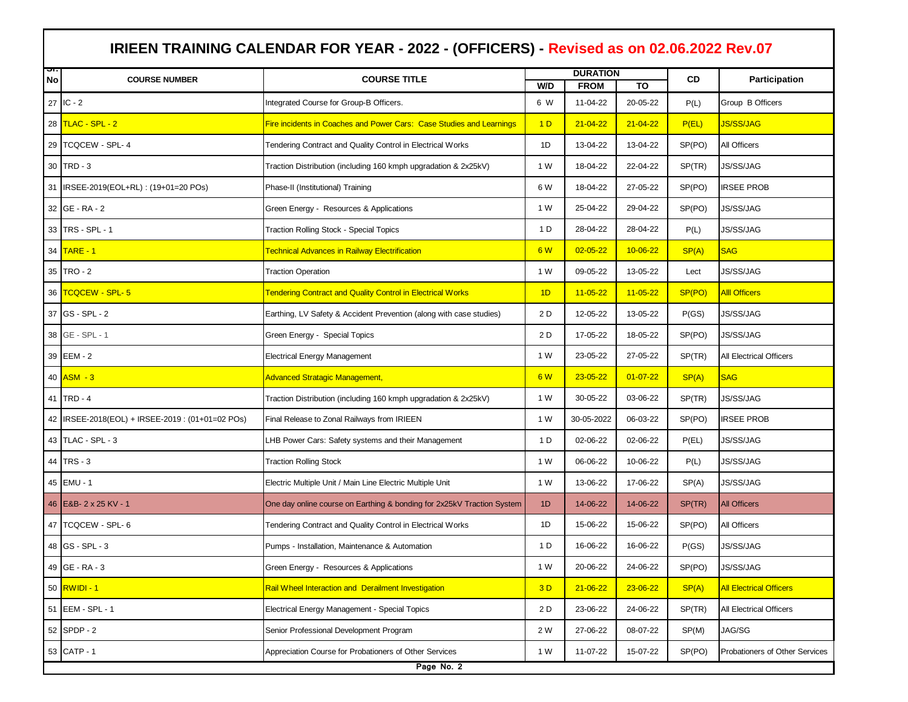# IRIEEN TRAINING CALENDAR FOR YEAR - 2022 - (OFFICERS) - Revised as on 02.06.2022 Rev.07

| Sl. No | COURSE NUMBER | COURSE TITLE | DURATION | | | CD | Participation |
|---|---|---|---|---|---|---|---|
| | | | W/D | FROM | TO | | |
| 27 | IC - 2 | Integrated Course for Group-B Officers. | 6 W | 11-04-22 | 20-05-22 | P(L) | Group B Officers |
| 28 | TLAC - SPL - 2 | Fire incidents in Coaches and Power Cars: Case Studies and Learnings | 1 D | 21-04-22 | 21-04-22 | P(EL) | JS/SS/JAG |
| 29 | TCQCEW - SPL- 4 | Tendering Contract and Quality Control in Electrical Works | 1D | 13-04-22 | 13-04-22 | SP(PO) | All Officers |
| 30 | TRD - 3 | Traction Distribution (including 160 kmph upgradation & 2x25kV) | 1 W | 18-04-22 | 22-04-22 | SP(TR) | JS/SS/JAG |
| 31 | IRSEE-2019(EOL+RL) : (19+01=20 POs) | Phase-II (Institutional) Training | 6 W | 18-04-22 | 27-05-22 | SP(PO) | IRSEE PROB |
| 32 | GE - RA - 2 | Green Energy - Resources & Applications | 1 W | 25-04-22 | 29-04-22 | SP(PO) | JS/SS/JAG |
| 33 | TRS - SPL - 1 | Traction Rolling Stock - Special Topics | 1 D | 28-04-22 | 28-04-22 | P(L) | JS/SS/JAG |
| 34 | TARE - 1 | Technical Advances in Railway Electrification | 6 W | 02-05-22 | 10-06-22 | SP(A) | SAG |
| 35 | TRO - 2 | Traction Operation | 1 W | 09-05-22 | 13-05-22 | Lect | JS/SS/JAG |
| 36 | TCQCEW - SPL- 5 | Tendering Contract and Quality Control in Electrical Works | 1D | 11-05-22 | 11-05-22 | SP(PO) | Alll Officers |
| 37 | GS - SPL - 2 | Earthing, LV Safety & Accident Prevention (along with case studies) | 2 D | 12-05-22 | 13-05-22 | P(GS) | JS/SS/JAG |
| 38 | GE - SPL - 1 | Green Energy - Special Topics | 2 D | 17-05-22 | 18-05-22 | SP(PO) | JS/SS/JAG |
| 39 | EEM - 2 | Electrical Energy Management | 1 W | 23-05-22 | 27-05-22 | SP(TR) | All Electrical Officers |
| 40 | ASM - 3 | Advanced Stratagic Management, | 6 W | 23-05-22 | 01-07-22 | SP(A) | SAG |
| 41 | TRD - 4 | Traction Distribution (including 160 kmph upgradation & 2x25kV) | 1 W | 30-05-22 | 03-06-22 | SP(TR) | JS/SS/JAG |
| 42 | IRSEE-2018(EOL) + IRSEE-2019 : (01+01=02 POs) | Final Release to Zonal Railways from IRIEEN | 1 W | 30-05-2022 | 06-03-22 | SP(PO) | IRSEE PROB |
| 43 | TLAC - SPL - 3 | LHB Power Cars: Safety systems and their Management | 1 D | 02-06-22 | 02-06-22 | P(EL) | JS/SS/JAG |
| 44 | TRS - 3 | Traction Rolling Stock | 1 W | 06-06-22 | 10-06-22 | P(L) | JS/SS/JAG |
| 45 | EMU - 1 | Electric Multiple Unit / Main Line Electric Multiple Unit | 1 W | 13-06-22 | 17-06-22 | SP(A) | JS/SS/JAG |
| 46 | E&B- 2 x 25 KV - 1 | One day online course on Earthing & bonding for 2x25kV Traction System | 1D | 14-06-22 | 14-06-22 | SP(TR) | All Officers |
| 47 | TCQCEW - SPL- 6 | Tendering Contract and Quality Control in Electrical Works | 1D | 15-06-22 | 15-06-22 | SP(PO) | All Officers |
| 48 | GS - SPL - 3 | Pumps - Installation, Maintenance & Automation | 1 D | 16-06-22 | 16-06-22 | P(GS) | JS/SS/JAG |
| 49 | GE - RA - 3 | Green Energy - Resources & Applications | 1 W | 20-06-22 | 24-06-22 | SP(PO) | JS/SS/JAG |
| 50 | RWIDI - 1 | Rail Wheel Interaction and Derailment Investigation | 3 D | 21-06-22 | 23-06-22 | SP(A) | All Electrical Officers |
| 51 | EEM - SPL - 1 | Electrical Energy Management - Special Topics | 2 D | 23-06-22 | 24-06-22 | SP(TR) | All Electrical Officers |
| 52 | SPDP - 2 | Senior Professional Development Program | 2 W | 27-06-22 | 08-07-22 | SP(M) | JAG/SG |
| 53 | CATP - 1 | Appreciation Course for Probationers of Other Services | 1 W | 11-07-22 | 15-07-22 | SP(PO) | Probationers of Other Services |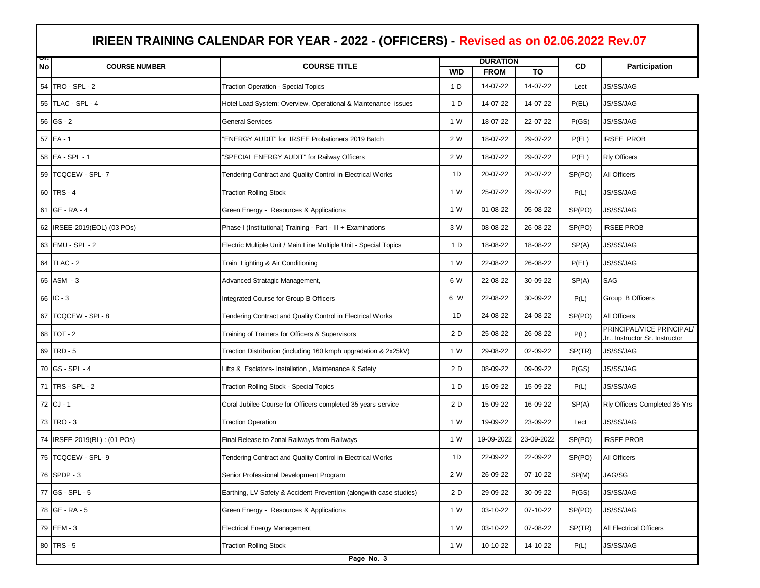# IRIEEN TRAINING CALENDAR FOR YEAR - 2022 - (OFFICERS) - Revised as on 02.06.2022 Rev.07

| Sr. No | COURSE NUMBER | COURSE TITLE | DURATION | | | CD | Participation |
|---|---|---|---|---|---|---|---|
| | | | W/D | FROM | TO | | |
| 54 | TRO - SPL - 2 | Traction Operation - Special Topics | 1 D | 14-07-22 | 14-07-22 | Lect | JS/SS/JAG |
| 55 | TLAC - SPL - 4 | Hotel Load System: Overview, Operational & Maintenance issues | 1 D | 14-07-22 | 14-07-22 | P(EL) | JS/SS/JAG |
| 56 | GS - 2 | General Services | 1 W | 18-07-22 | 22-07-22 | P(GS) | JS/SS/JAG |
| 57 | EA - 1 | "ENERGY AUDIT" for IRSEE Probationers 2019 Batch | 2 W | 18-07-22 | 29-07-22 | P(EL) | IRSEE PROB |
| 58 | EA - SPL - 1 | "SPECIAL ENERGY AUDIT" for Railway Officers | 2 W | 18-07-22 | 29-07-22 | P(EL) | Rly Officers |
| 59 | TCQCEW - SPL- 7 | Tendering Contract and Quality Control in Electrical Works | 1D | 20-07-22 | 20-07-22 | SP(PO) | All Officers |
| 60 | TRS - 4 | Traction Rolling Stock | 1 W | 25-07-22 | 29-07-22 | P(L) | JS/SS/JAG |
| 61 | GE - RA - 4 | Green Energy - Resources & Applications | 1 W | 01-08-22 | 05-08-22 | SP(PO) | JS/SS/JAG |
| 62 | IRSEE-2019(EOL) (03 POs) | Phase-I (Institutional) Training - Part - III + Examinations | 3 W | 08-08-22 | 26-08-22 | SP(PO) | IRSEE PROB |
| 63 | EMU - SPL - 2 | Electric Multiple Unit / Main Line Multiple Unit - Special Topics | 1 D | 18-08-22 | 18-08-22 | SP(A) | JS/SS/JAG |
| 64 | TLAC - 2 | Train Lighting & Air Conditioning | 1 W | 22-08-22 | 26-08-22 | P(EL) | JS/SS/JAG |
| 65 | ASM - 3 | Advanced Stratagic Management, | 6 W | 22-08-22 | 30-09-22 | SP(A) | SAG |
| 66 | IC - 3 | Integrated Course for Group B Officers | 6 W | 22-08-22 | 30-09-22 | P(L) | Group B Officers |
| 67 | TCQCEW - SPL- 8 | Tendering Contract and Quality Control in Electrical Works | 1D | 24-08-22 | 24-08-22 | SP(PO) | All Officers |
| 68 | TOT - 2 | Training of Trainers for Officers & Supervisors | 2 D | 25-08-22 | 26-08-22 | P(L) | PRINCIPAL/VICE PRINCIPAL/ Jr.. Instructor Sr. Instructor |
| 69 | TRD - 5 | Traction Distribution (including 160 kmph upgradation & 2x25kV) | 1 W | 29-08-22 | 02-09-22 | SP(TR) | JS/SS/JAG |
| 70 | GS - SPL - 4 | Lifts & Esclators- Installation , Maintenance & Safety | 2 D | 08-09-22 | 09-09-22 | P(GS) | JS/SS/JAG |
| 71 | TRS - SPL - 2 | Traction Rolling Stock - Special Topics | 1 D | 15-09-22 | 15-09-22 | P(L) | JS/SS/JAG |
| 72 | CJ - 1 | Coral Jubilee Course for Officers completed 35 years service | 2 D | 15-09-22 | 16-09-22 | SP(A) | Rly Officers Completed 35 Yrs |
| 73 | TRO - 3 | Traction Operation | 1 W | 19-09-22 | 23-09-22 | Lect | JS/SS/JAG |
| 74 | IRSEE-2019(RL) : (01 POs) | Final Release to Zonal Railways from Railways | 1 W | 19-09-2022 | 23-09-2022 | SP(PO) | IRSEE PROB |
| 75 | TCQCEW - SPL- 9 | Tendering Contract and Quality Control in Electrical Works | 1D | 22-09-22 | 22-09-22 | SP(PO) | All Officers |
| 76 | SPDP - 3 | Senior Professional Development Program | 2 W | 26-09-22 | 07-10-22 | SP(M) | JAG/SG |
| 77 | GS - SPL - 5 | Earthing, LV Safety & Accident Prevention (alongwith case studies) | 2 D | 29-09-22 | 30-09-22 | P(GS) | JS/SS/JAG |
| 78 | GE - RA - 5 | Green Energy - Resources & Applications | 1 W | 03-10-22 | 07-10-22 | SP(PO) | JS/SS/JAG |
| 79 | EEM - 3 | Electrical Energy Management | 1 W | 03-10-22 | 07-08-22 | SP(TR) | All Electrical Officers |
| 80 | TRS - 5 | Traction Rolling Stock | 1 W | 10-10-22 | 14-10-22 | P(L) | JS/SS/JAG |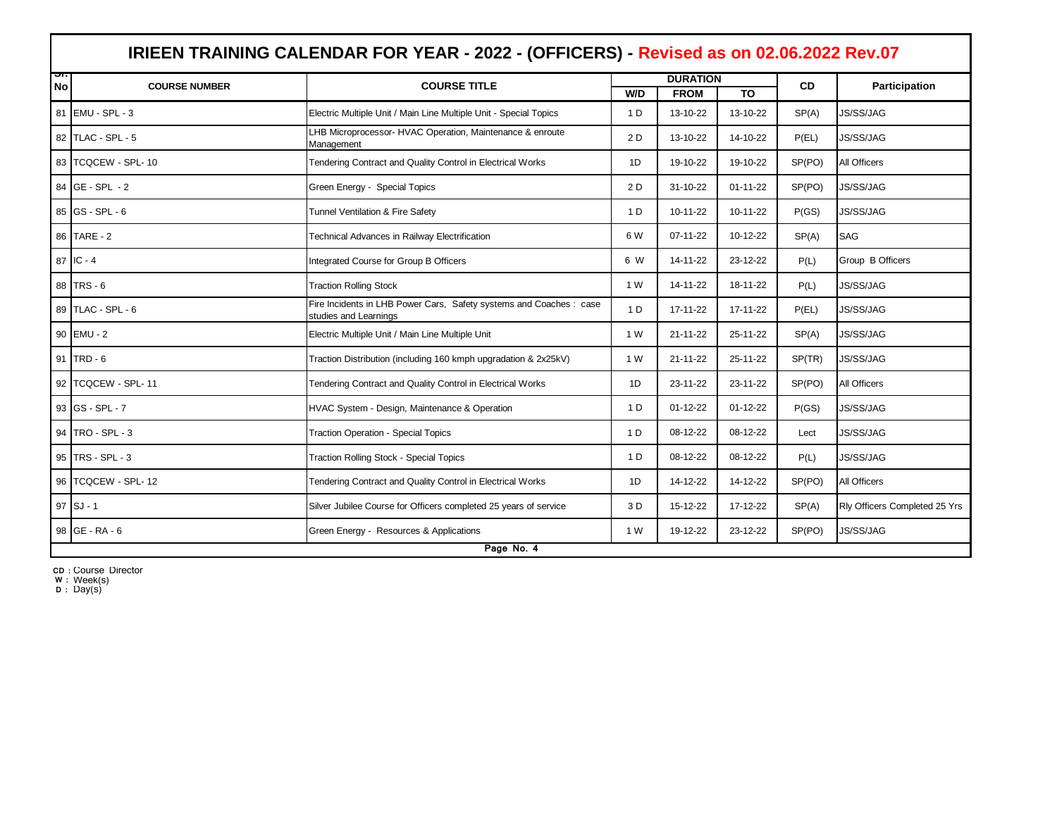# IRIEEN TRAINING CALENDAR FOR YEAR - 2022 - (OFFICERS) - Revised as on 02.06.2022 Rev.07

| Sl. No | COURSE NUMBER | COURSE TITLE | DURATION | | | CD | Participation |
|---|---|---|---|---|---|---|---|
| | | | W/D | FROM | TO | | |
| 81 | EMU - SPL - 3 | Electric Multiple Unit / Main Line Multiple Unit - Special Topics | 1 D | 13-10-22 | 13-10-22 | SP(A) | JS/SS/JAG |
| 82 | TLAC - SPL - 5 | LHB Microprocessor- HVAC Operation, Maintenance & enroute Management | 2 D | 13-10-22 | 14-10-22 | P(EL) | JS/SS/JAG |
| 83 | TCQCEW - SPL- 10 | Tendering Contract and Quality Control in Electrical Works | 1D | 19-10-22 | 19-10-22 | SP(PO) | All Officers |
| 84 | GE - SPL - 2 | Green Energy - Special Topics | 2 D | 31-10-22 | 01-11-22 | SP(PO) | JS/SS/JAG |
| 85 | GS - SPL - 6 | Tunnel Ventilation & Fire Safety | 1 D | 10-11-22 | 10-11-22 | P(GS) | JS/SS/JAG |
| 86 | TARE - 2 | Technical Advances in Railway Electrification | 6 W | 07-11-22 | 10-12-22 | SP(A) | SAG |
| 87 | IC - 4 | Integrated Course for Group B Officers | 6 W | 14-11-22 | 23-12-22 | P(L) | Group B Officers |
| 88 | TRS - 6 | Traction Rolling Stock | 1 W | 14-11-22 | 18-11-22 | P(L) | JS/SS/JAG |
| 89 | TLAC - SPL - 6 | Fire Incidents in LHB Power Cars, Safety systems and Coaches : case studies and Learnings | 1 D | 17-11-22 | 17-11-22 | P(EL) | JS/SS/JAG |
| 90 | EMU - 2 | Electric Multiple Unit / Main Line Multiple Unit | 1 W | 21-11-22 | 25-11-22 | SP(A) | JS/SS/JAG |
| 91 | TRD - 6 | Traction Distribution (including 160 kmph upgradation & 2x25kV) | 1 W | 21-11-22 | 25-11-22 | SP(TR) | JS/SS/JAG |
| 92 | TCQCEW - SPL- 11 | Tendering Contract and Quality Control in Electrical Works | 1D | 23-11-22 | 23-11-22 | SP(PO) | All Officers |
| 93 | GS - SPL - 7 | HVAC System - Design, Maintenance & Operation | 1 D | 01-12-22 | 01-12-22 | P(GS) | JS/SS/JAG |
| 94 | TRO - SPL - 3 | Traction Operation - Special Topics | 1 D | 08-12-22 | 08-12-22 | Lect | JS/SS/JAG |
| 95 | TRS - SPL - 3 | Traction Rolling Stock - Special Topics | 1 D | 08-12-22 | 08-12-22 | P(L) | JS/SS/JAG |
| 96 | TCQCEW - SPL- 12 | Tendering Contract and Quality Control in Electrical Works | 1D | 14-12-22 | 14-12-22 | SP(PO) | All Officers |
| 97 | SJ - 1 | Silver Jubilee Course for Officers completed 25 years of service | 3 D | 15-12-22 | 17-12-22 | SP(A) | Rly Officers Completed 25 Yrs |
| 98 | GE - RA - 6 | Green Energy - Resources & Applications | 1 W | 19-12-22 | 23-12-22 | SP(PO) | JS/SS/JAG |

**CD** : Course Director
**W** : Week(s)
**D** : Day(s)